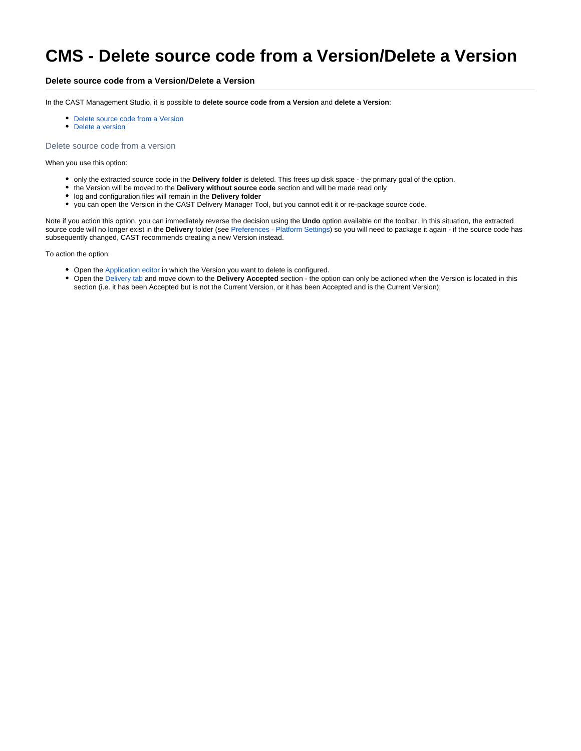# CMS - Delete source code from a Version/Delete a Version

### Delete source code from a Version/Delete a Version

In the CAST Management Studio, it is possible to **delete source code from a Version** and **delete a Version**:

- Delete source code from a Version
- Delete a version

## Delete source code from a version

When you use this option:

- only the extracted source code in the **Delivery folder** is deleted. This frees up disk space - the primary goal of the option.
- the Version will be moved to the **Delivery without source code** section and will be made read only
- log and configuration files will remain in the **Delivery folder**
- you can open the Version in the CAST Delivery Manager Tool, but you cannot edit it or re-package source code.

Note if you action this option, you can immediately reverse the decision using the **Undo** option available on the toolbar. In this situation, the extracted source code will no longer exist in the **Delivery** folder (see Preferences - Platform Settings) so you will need to package it again - if the source code has subsequently changed, CAST recommends creating a new Version instead.

To action the option:

- Open the Application editor in which the Version you want to delete is configured.
- Open the Delivery tab and move down to the **Delivery Accepted** section - the option can only be actioned when the Version is located in this section (i.e. it has been Accepted but is not the Current Version, or it has been Accepted and is the Current Version):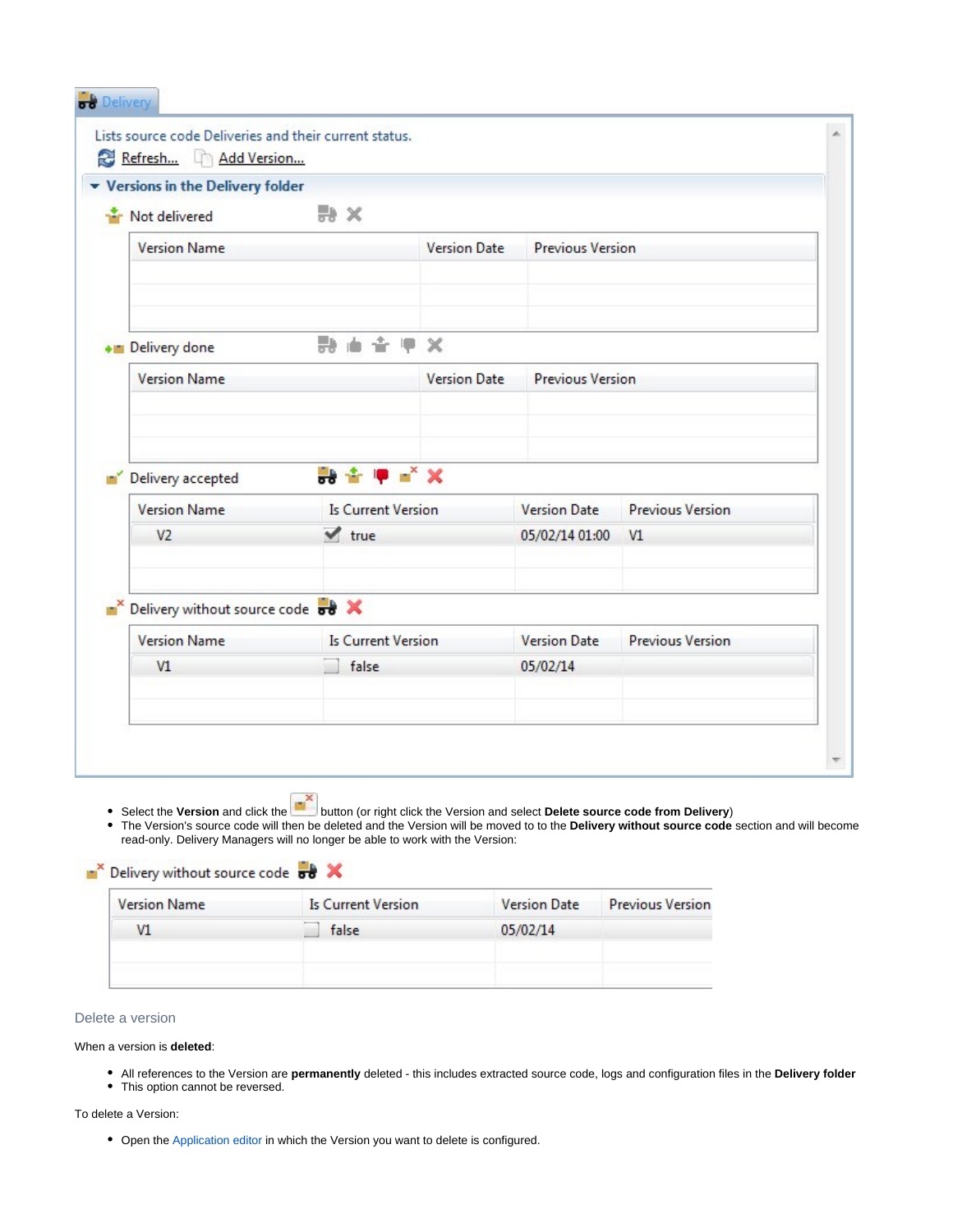Delivery

Lists source code Deliveries and their current status.

Refresh... Add Version...

**Versions in the Delivery folder**

Not delivered

| Version Name | Version Date | Previous Version |
| --- | --- | --- |
| | | |

Delivery done

| Version Name | Version Date | Previous Version |
| --- | --- | --- |
| | | |

Delivery accepted

| Version Name | Is Current Version | Version Date | Previous Version |
| --- | --- | --- | --- |
| V2 | true | 05/02/14 01:00 | V1 |

Delivery without source code

| Version Name | Is Current Version | Version Date | Previous Version |
| --- | --- | --- | --- |
| V1 | false | 05/02/14 | |

- Select the **Version** and click the button (or right click the Version and select **Delete source code from Delivery**)
- The Version's source code will then be deleted and the Version will be moved to to the **Delivery without source code** section and will become read-only. Delivery Managers will no longer be able to work with the Version:

Delivery without source code

| Version Name | Is Current Version | Version Date | Previous Version |
| --- | --- | --- | --- |
| V1 | false | 05/02/14 | |

### Delete a version

When a version is **deleted**:

- All references to the Version are **permanently** deleted - this includes extracted source code, logs and configuration files in the **Delivery folder**
- This option cannot be reversed.

To delete a Version:

- Open the Application editor in which the Version you want to delete is configured.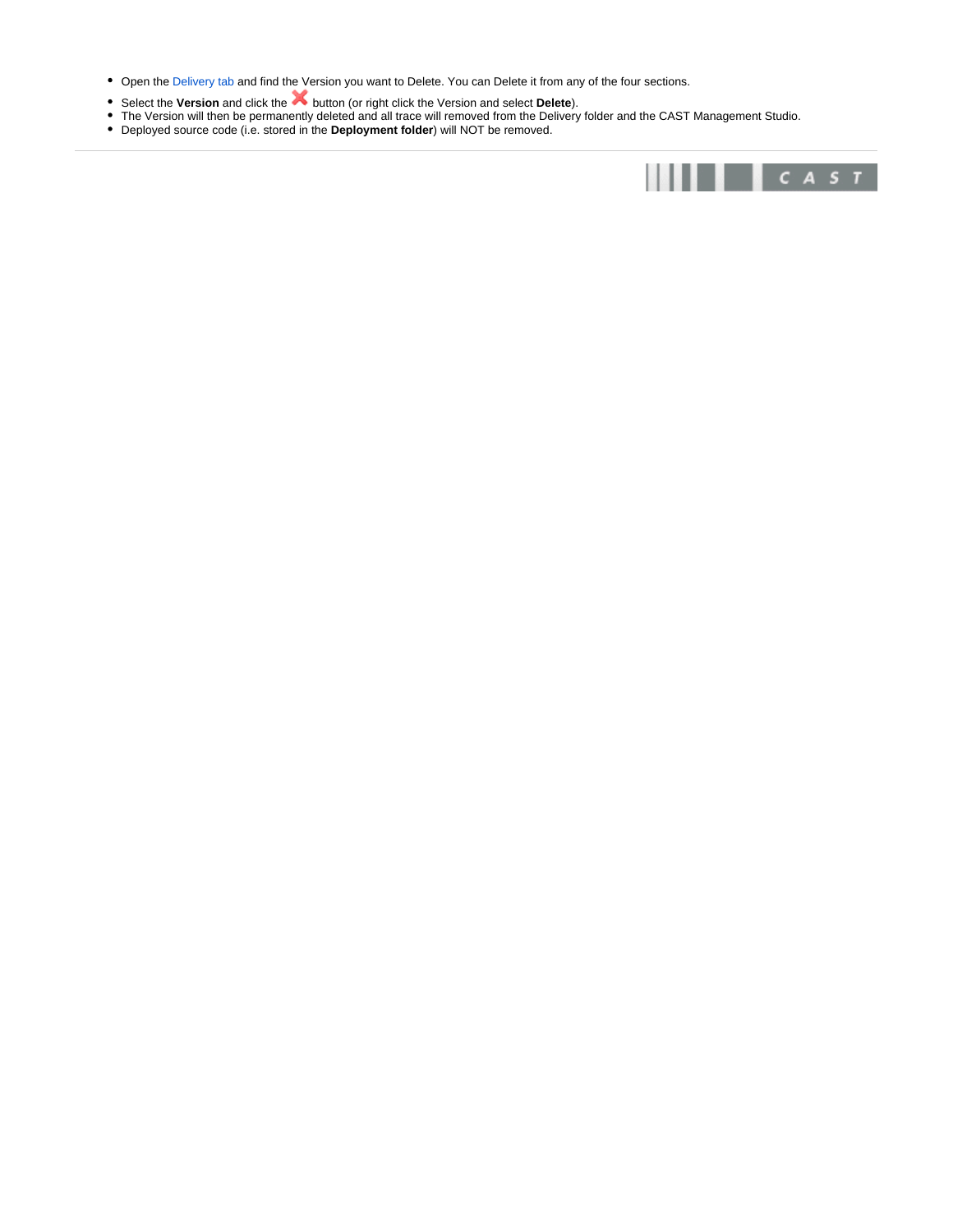- Open the Delivery tab and find the Version you want to Delete. You can Delete it from any of the four sections.
- Select the **Version** and click the ❌ button (or right click the Version and select **Delete**).
- The Version will then be permanently deleted and all trace will removed from the Delivery folder and the CAST Management Studio.
- Deployed source code (i.e. stored in the **Deployment folder**) will NOT be removed.